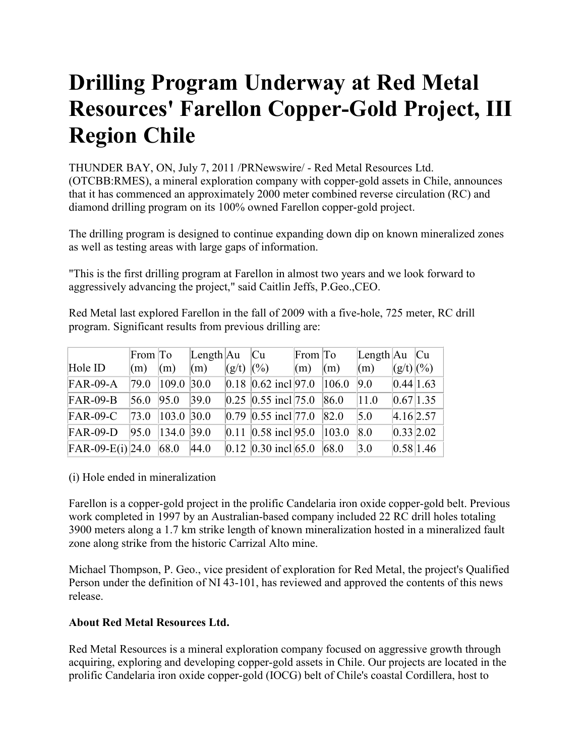# Drilling Program Underway at Red Metal Resources' Farellon Copper-Gold Project, III Region Chile

THUNDER BAY, ON, July 7, 2011 /PRNewswire/ - Red Metal Resources Ltd. (OTCBB:RMES), a mineral exploration company with copper-gold assets in Chile, announces that it has commenced an approximately 2000 meter combined reverse circulation (RC) and diamond drilling program on its 100% owned Farellon copper-gold project.

The drilling program is designed to continue expanding down dip on known mineralized zones as well as testing areas with large gaps of information.

"This is the first drilling program at Farellon in almost two years and we look forward to aggressively advancing the project," said Caitlin Jeffs, P.Geo.,CEO.

Red Metal last explored Farellon in the fall of 2009 with a five-hole, 725 meter, RC drill program. Significant results from previous drilling are:

| Hole ID | From (m) | To (m) | Length (m) | Au (g/t) | Cu (%) | From (m) | To (m) | Length (m) | Au (g/t) | Cu (%) |
|---|---|---|---|---|---|---|---|---|---|---|
| FAR-09-A | 79.0 | 109.0 | 30.0 | 0.18 | 0.62 incl | 97.0 | 106.0 | 9.0 | 0.44 | 1.63 |
| FAR-09-B | 56.0 | 95.0 | 39.0 | 0.25 | 0.55 incl | 75.0 | 86.0 | 11.0 | 0.67 | 1.35 |
| FAR-09-C | 73.0 | 103.0 | 30.0 | 0.79 | 0.55 incl | 77.0 | 82.0 | 5.0 | 4.16 | 2.57 |
| FAR-09-D | 95.0 | 134.0 | 39.0 | 0.11 | 0.58 incl | 95.0 | 103.0 | 8.0 | 0.33 | 2.02 |
| FAR-09-E(i) | 24.0 | 68.0 | 44.0 | 0.12 | 0.30 incl | 65.0 | 68.0 | 3.0 | 0.58 | 1.46 |

(i) Hole ended in mineralization

Farellon is a copper-gold project in the prolific Candelaria iron oxide copper-gold belt. Previous work completed in 1997 by an Australian-based company included 22 RC drill holes totaling 3900 meters along a 1.7 km strike length of known mineralization hosted in a mineralized fault zone along strike from the historic Carrizal Alto mine.

Michael Thompson, P. Geo., vice president of exploration for Red Metal, the project's Qualified Person under the definition of NI 43-101, has reviewed and approved the contents of this news release.

**About Red Metal Resources Ltd.**

Red Metal Resources is a mineral exploration company focused on aggressive growth through acquiring, exploring and developing copper-gold assets in Chile. Our projects are located in the prolific Candelaria iron oxide copper-gold (IOCG) belt of Chile's coastal Cordillera, host to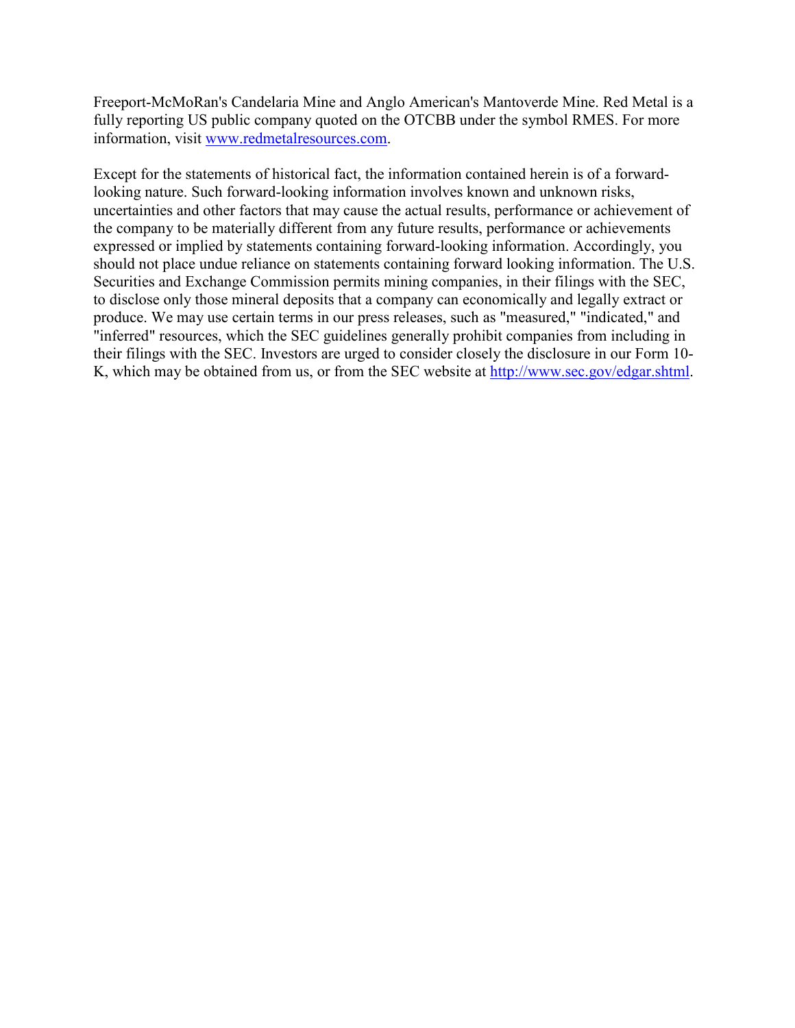Freeport-McMoRan's Candelaria Mine and Anglo American's Mantoverde Mine. Red Metal is a fully reporting US public company quoted on the OTCBB under the symbol RMES. For more information, visit [www.redmetalresources.com](http://www.redmetalresources.com).

Except for the statements of historical fact, the information contained herein is of a forward-looking nature. Such forward-looking information involves known and unknown risks, uncertainties and other factors that may cause the actual results, performance or achievement of the company to be materially different from any future results, performance or achievements expressed or implied by statements containing forward-looking information. Accordingly, you should not place undue reliance on statements containing forward looking information. The U.S. Securities and Exchange Commission permits mining companies, in their filings with the SEC, to disclose only those mineral deposits that a company can economically and legally extract or produce. We may use certain terms in our press releases, such as "measured," "indicated," and "inferred" resources, which the SEC guidelines generally prohibit companies from including in their filings with the SEC. Investors are urged to consider closely the disclosure in our Form 10-K, which may be obtained from us, or from the SEC website at [http://www.sec.gov/edgar.shtml](http://www.sec.gov/edgar.shtml).